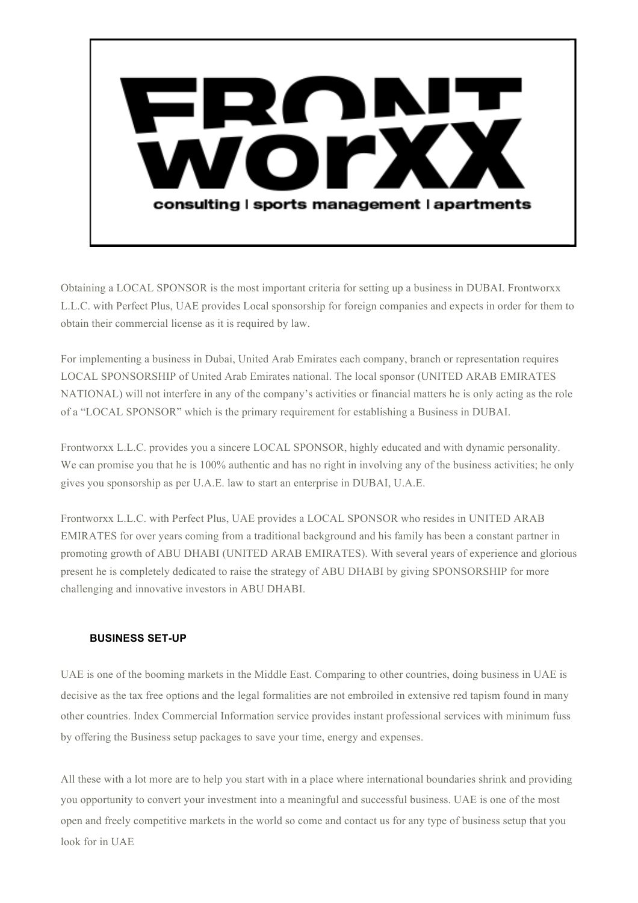FRONT worXX

consulting | sports management | apartments

Obtaining a LOCAL SPONSOR is the most important criteria for setting up a business in DUBAI. Frontworxx L.L.C. with Perfect Plus, UAE provides Local sponsorship for foreign companies and expects in order for them to obtain their commercial license as it is required by law.

For implementing a business in Dubai, United Arab Emirates each company, branch or representation requires LOCAL SPONSORSHIP of United Arab Emirates national. The local sponsor (UNITED ARAB EMIRATES NATIONAL) will not interfere in any of the company's activities or financial matters he is only acting as the role of a "LOCAL SPONSOR" which is the primary requirement for establishing a Business in DUBAI.

Frontworxx L.L.C. provides you a sincere LOCAL SPONSOR, highly educated and with dynamic personality. We can promise you that he is 100% authentic and has no right in involving any of the business activities; he only gives you sponsorship as per U.A.E. law to start an enterprise in DUBAI, U.A.E.

Frontworxx L.L.C. with Perfect Plus, UAE provides a LOCAL SPONSOR who resides in UNITED ARAB EMIRATES for over years coming from a traditional background and his family has been a constant partner in promoting growth of ABU DHABI (UNITED ARAB EMIRATES). With several years of experience and glorious present he is completely dedicated to raise the strategy of ABU DHABI by giving SPONSORSHIP for more challenging and innovative investors in ABU DHABI.

## BUSINESS SET-UP

UAE is one of the booming markets in the Middle East. Comparing to other countries, doing business in UAE is decisive as the tax free options and the legal formalities are not embroiled in extensive red tapism found in many other countries. Index Commercial Information service provides instant professional services with minimum fuss by offering the Business setup packages to save your time, energy and expenses.

All these with a lot more are to help you start with in a place where international boundaries shrink and providing you opportunity to convert your investment into a meaningful and successful business. UAE is one of the most open and freely competitive markets in the world so come and contact us for any type of business setup that you look for in UAE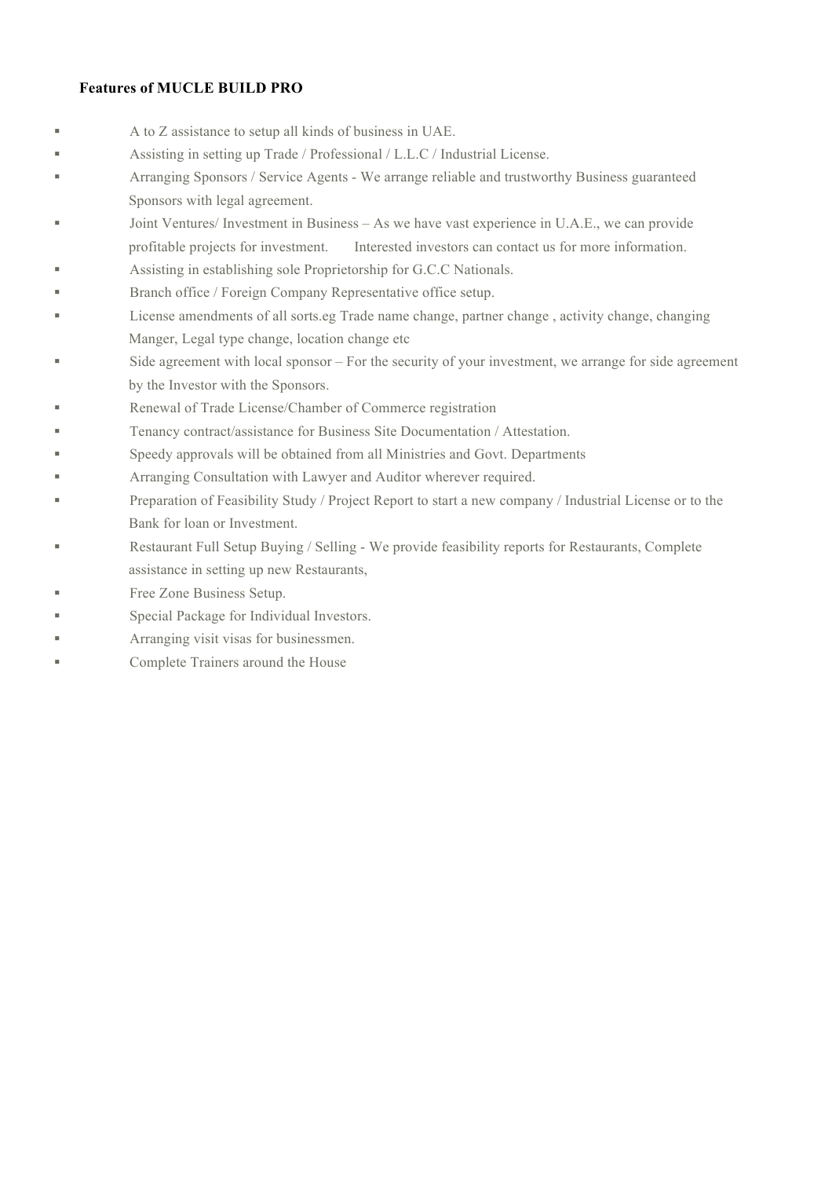**Features of MUCLE BUILD PRO**

- A to Z assistance to setup all kinds of business in UAE.
- Assisting in setting up Trade / Professional / L.L.C / Industrial License.
- Arranging Sponsors / Service Agents - We arrange reliable and trustworthy Business guaranteed Sponsors with legal agreement.
- Joint Ventures/ Investment in Business – As we have vast experience in U.A.E., we can provide profitable projects for investment. Interested investors can contact us for more information.
- Assisting in establishing sole Proprietorship for G.C.C Nationals.
- Branch office / Foreign Company Representative office setup.
- License amendments of all sorts.eg Trade name change, partner change , activity change, changing Manger, Legal type change, location change etc
- Side agreement with local sponsor – For the security of your investment, we arrange for side agreement by the Investor with the Sponsors.
- Renewal of Trade License/Chamber of Commerce registration
- Tenancy contract/assistance for Business Site Documentation / Attestation.
- Speedy approvals will be obtained from all Ministries and Govt. Departments
- Arranging Consultation with Lawyer and Auditor wherever required.
- Preparation of Feasibility Study / Project Report to start a new company / Industrial License or to the Bank for loan or Investment.
- Restaurant Full Setup Buying / Selling - We provide feasibility reports for Restaurants, Complete assistance in setting up new Restaurants,
- Free Zone Business Setup.
- Special Package for Individual Investors.
- Arranging visit visas for businessmen.
- Complete Trainers around the House